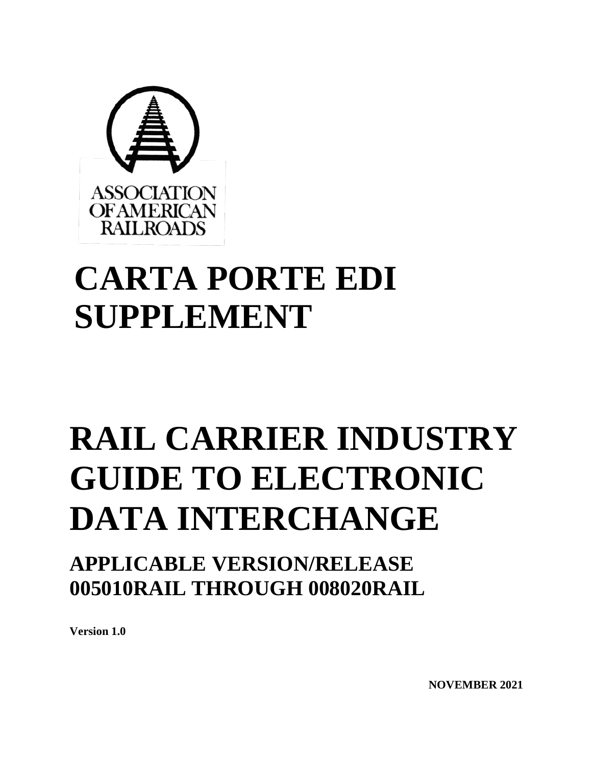ASSOCIATION OF AMERICAN RAILROADS

# CARTA PORTE EDI SUPPLEMENT

# RAIL CARRIER INDUSTRY GUIDE TO ELECTRONIC DATA INTERCHANGE

## APPLICABLE VERSION/RELEASE 005010RAIL THROUGH 008020RAIL

**Version 1.0**

**NOVEMBER 2021**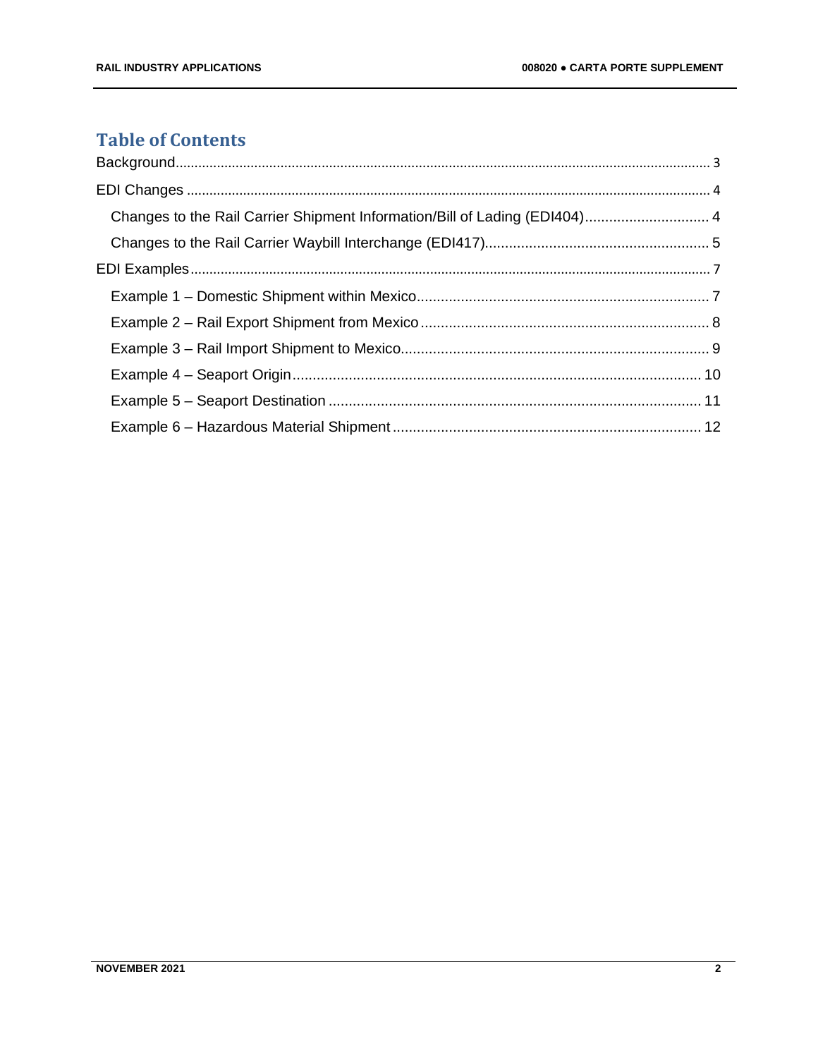## Table of Contents

- Background ... 3
- EDI Changes ... 4
  - Changes to the Rail Carrier Shipment Information/Bill of Lading (EDI404) ... 4
  - Changes to the Rail Carrier Waybill Interchange (EDI417) ... 5
- EDI Examples ... 7
  - Example 1 – Domestic Shipment within Mexico ... 7
  - Example 2 – Rail Export Shipment from Mexico ... 8
  - Example 3 – Rail Import Shipment to Mexico ... 9
  - Example 4 – Seaport Origin ... 10
  - Example 5 – Seaport Destination ... 11
  - Example 6 – Hazardous Material Shipment ... 12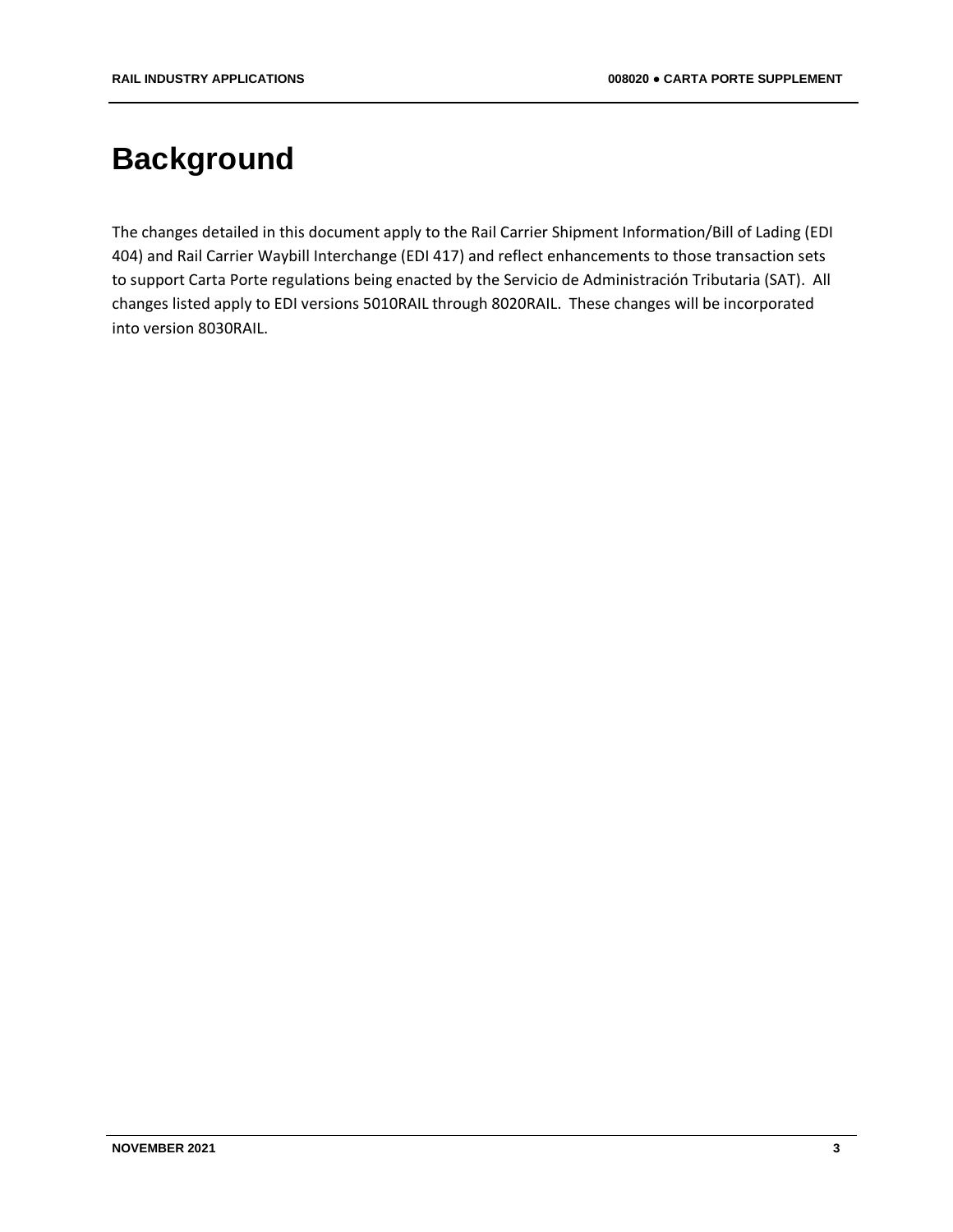# Background

The changes detailed in this document apply to the Rail Carrier Shipment Information/Bill of Lading (EDI 404) and Rail Carrier Waybill Interchange (EDI 417) and reflect enhancements to those transaction sets to support Carta Porte regulations being enacted by the Servicio de Administración Tributaria (SAT). All changes listed apply to EDI versions 5010RAIL through 8020RAIL. These changes will be incorporated into version 8030RAIL.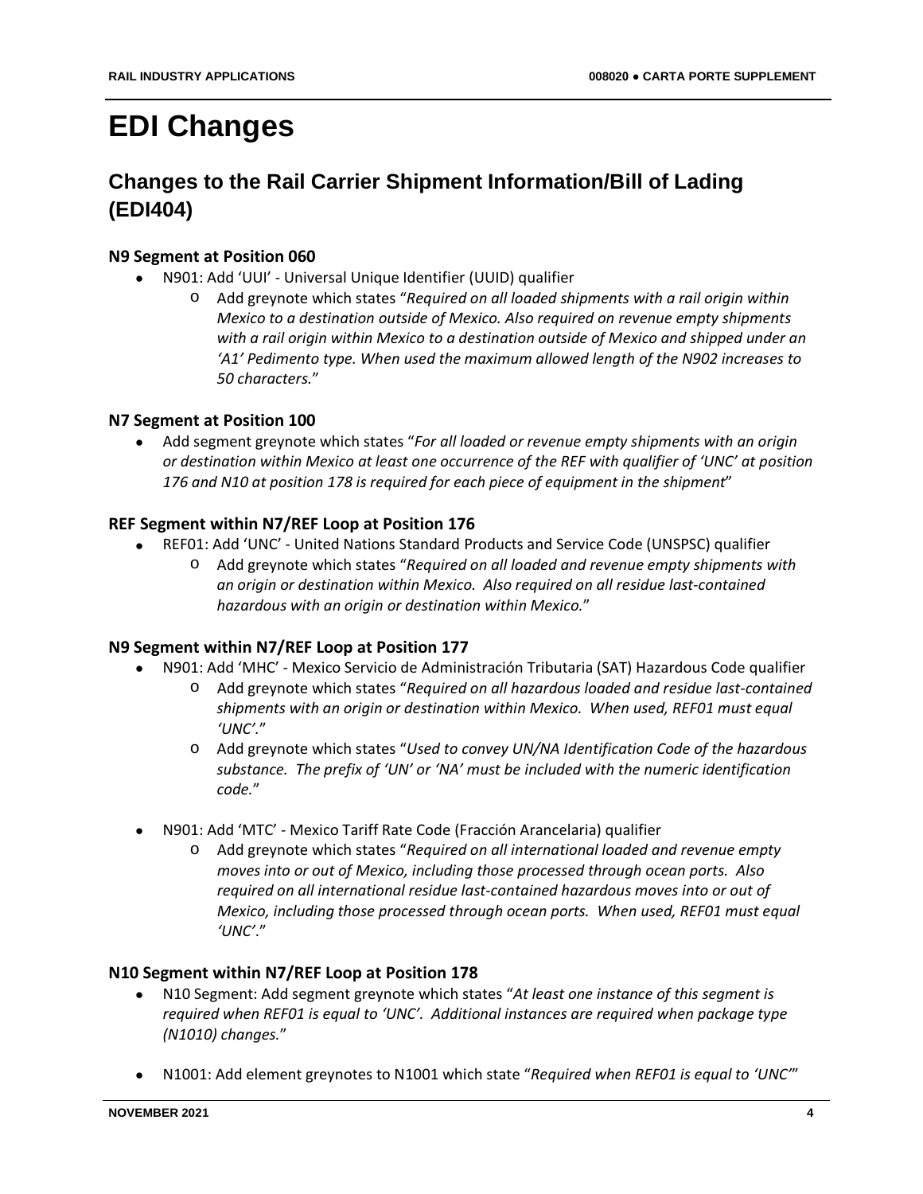# EDI Changes

## Changes to the Rail Carrier Shipment Information/Bill of Lading (EDI404)

### N9 Segment at Position 060

- N901: Add 'UUI' - Universal Unique Identifier (UUID) qualifier
  - Add greynote which states "*Required on all loaded shipments with a rail origin within Mexico to a destination outside of Mexico. Also required on revenue empty shipments with a rail origin within Mexico to a destination outside of Mexico and shipped under an 'A1' Pedimento type. When used the maximum allowed length of the N902 increases to 50 characters.*"

### N7 Segment at Position 100

- Add segment greynote which states "*For all loaded or revenue empty shipments with an origin or destination within Mexico at least one occurrence of the REF with qualifier of 'UNC' at position 176 and N10 at position 178 is required for each piece of equipment in the shipment*"

### REF Segment within N7/REF Loop at Position 176

- REF01: Add 'UNC' - United Nations Standard Products and Service Code (UNSPSC) qualifier
  - Add greynote which states "*Required on all loaded and revenue empty shipments with an origin or destination within Mexico. Also required on all residue last-contained hazardous with an origin or destination within Mexico.*"

### N9 Segment within N7/REF Loop at Position 177

- N901: Add 'MHC' - Mexico Servicio de Administración Tributaria (SAT) Hazardous Code qualifier
  - Add greynote which states "*Required on all hazardous loaded and residue last-contained shipments with an origin or destination within Mexico. When used, REF01 must equal 'UNC'.*"
  - Add greynote which states "*Used to convey UN/NA Identification Code of the hazardous substance. The prefix of 'UN' or 'NA' must be included with the numeric identification code.*"
- N901: Add 'MTC' - Mexico Tariff Rate Code (Fracción Arancelaria) qualifier
  - Add greynote which states "*Required on all international loaded and revenue empty moves into or out of Mexico, including those processed through ocean ports. Also required on all international residue last-contained hazardous moves into or out of Mexico, including those processed through ocean ports. When used, REF01 must equal 'UNC'.*"

### N10 Segment within N7/REF Loop at Position 178

- N10 Segment: Add segment greynote which states "*At least one instance of this segment is required when REF01 is equal to 'UNC'. Additional instances are required when package type (N1010) changes.*"
- N1001: Add element greynotes to N1001 which state "*Required when REF01 is equal to 'UNC'*"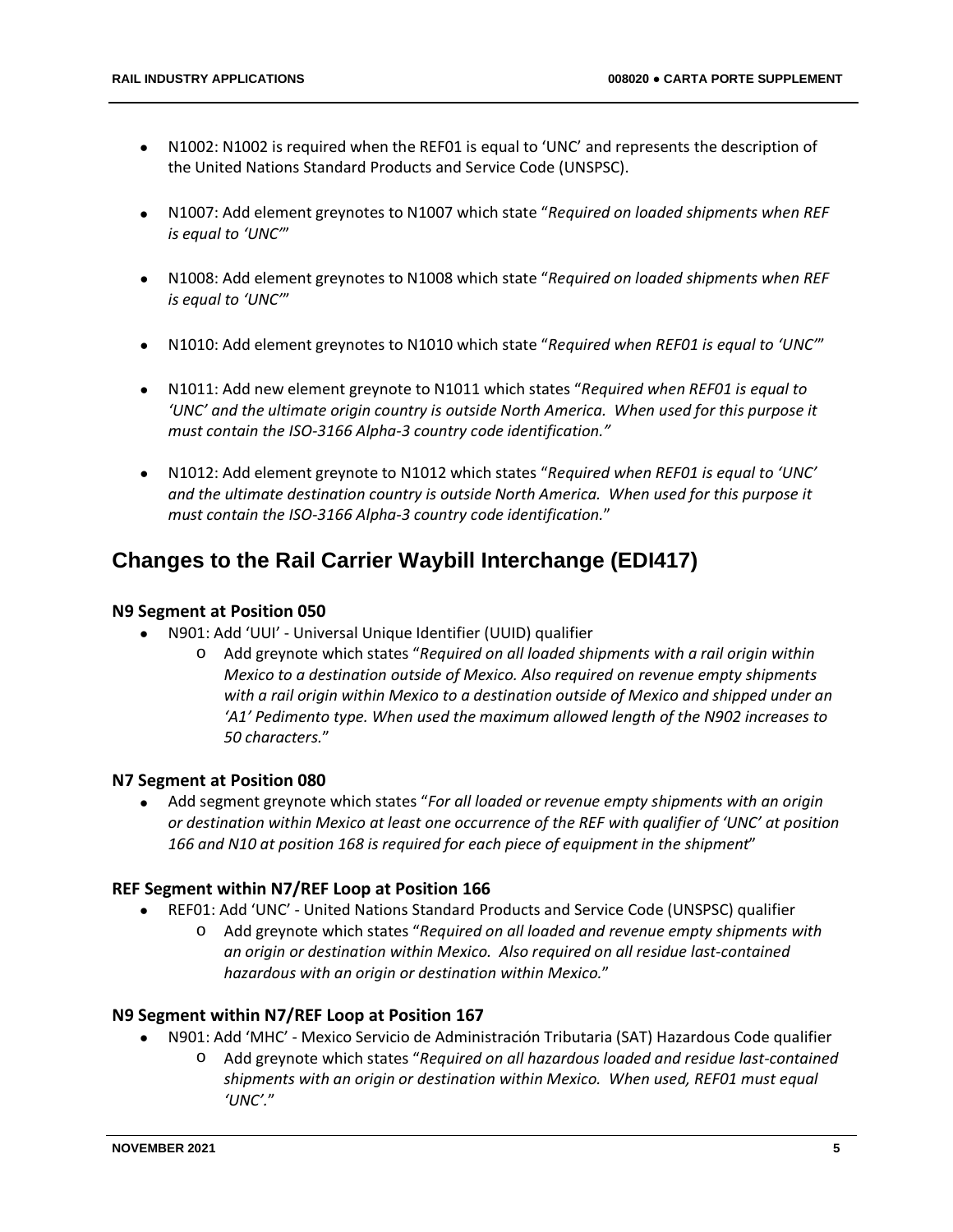- N1002: N1002 is required when the REF01 is equal to 'UNC' and represents the description of the United Nations Standard Products and Service Code (UNSPSC).
- N1007: Add element greynotes to N1007 which state "*Required on loaded shipments when REF is equal to 'UNC'*"
- N1008: Add element greynotes to N1008 which state "*Required on loaded shipments when REF is equal to 'UNC'*"
- N1010: Add element greynotes to N1010 which state "*Required when REF01 is equal to 'UNC'*"
- N1011: Add new element greynote to N1011 which states "*Required when REF01 is equal to 'UNC' and the ultimate origin country is outside North America. When used for this purpose it must contain the ISO-3166 Alpha-3 country code identification.*"
- N1012: Add element greynote to N1012 which states "*Required when REF01 is equal to 'UNC' and the ultimate destination country is outside North America. When used for this purpose it must contain the ISO-3166 Alpha-3 country code identification.*"

## Changes to the Rail Carrier Waybill Interchange (EDI417)

### N9 Segment at Position 050

- N901: Add 'UUI' - Universal Unique Identifier (UUID) qualifier
  - Add greynote which states "*Required on all loaded shipments with a rail origin within Mexico to a destination outside of Mexico. Also required on revenue empty shipments with a rail origin within Mexico to a destination outside of Mexico and shipped under an 'A1' Pedimento type. When used the maximum allowed length of the N902 increases to 50 characters.*"

### N7 Segment at Position 080

- Add segment greynote which states "*For all loaded or revenue empty shipments with an origin or destination within Mexico at least one occurrence of the REF with qualifier of 'UNC' at position 166 and N10 at position 168 is required for each piece of equipment in the shipment*"

### REF Segment within N7/REF Loop at Position 166

- REF01: Add 'UNC' - United Nations Standard Products and Service Code (UNSPSC) qualifier
  - Add greynote which states "*Required on all loaded and revenue empty shipments with an origin or destination within Mexico. Also required on all residue last-contained hazardous with an origin or destination within Mexico.*"

### N9 Segment within N7/REF Loop at Position 167

- N901: Add 'MHC' - Mexico Servicio de Administración Tributaria (SAT) Hazardous Code qualifier
  - Add greynote which states "*Required on all hazardous loaded and residue last-contained shipments with an origin or destination within Mexico. When used, REF01 must equal 'UNC'.*"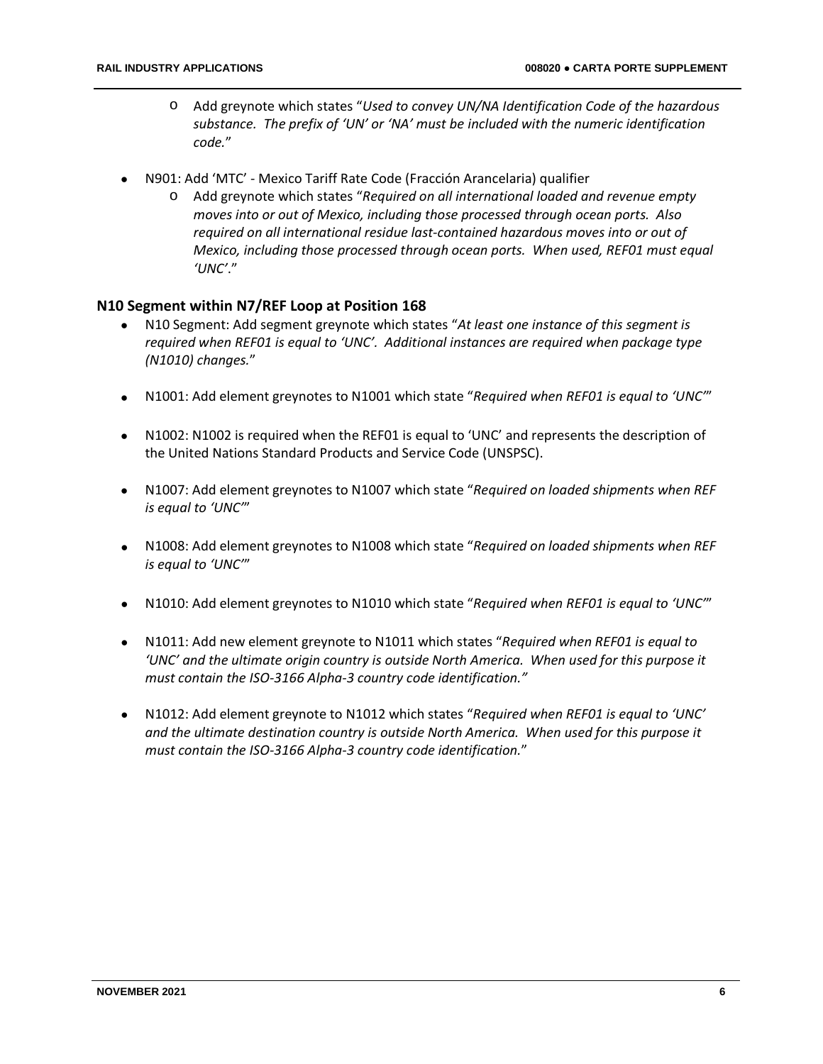- Add greynote which states "*Used to convey UN/NA Identification Code of the hazardous substance. The prefix of 'UN' or 'NA' must be included with the numeric identification code.*"

- N901: Add 'MTC' - Mexico Tariff Rate Code (Fracción Arancelaria) qualifier
  - Add greynote which states "*Required on all international loaded and revenue empty moves into or out of Mexico, including those processed through ocean ports. Also required on all international residue last-contained hazardous moves into or out of Mexico, including those processed through ocean ports. When used, REF01 must equal 'UNC'.*"

## N10 Segment within N7/REF Loop at Position 168

- N10 Segment: Add segment greynote which states "*At least one instance of this segment is required when REF01 is equal to 'UNC'. Additional instances are required when package type (N1010) changes.*"

- N1001: Add element greynotes to N1001 which state "*Required when REF01 is equal to 'UNC'*"

- N1002: N1002 is required when the REF01 is equal to 'UNC' and represents the description of the United Nations Standard Products and Service Code (UNSPSC).

- N1007: Add element greynotes to N1007 which state "*Required on loaded shipments when REF is equal to 'UNC'*"

- N1008: Add element greynotes to N1008 which state "*Required on loaded shipments when REF is equal to 'UNC'*"

- N1010: Add element greynotes to N1010 which state "*Required when REF01 is equal to 'UNC'*"

- N1011: Add new element greynote to N1011 which states "*Required when REF01 is equal to 'UNC' and the ultimate origin country is outside North America. When used for this purpose it must contain the ISO-3166 Alpha-3 country code identification.*"

- N1012: Add element greynote to N1012 which states "*Required when REF01 is equal to 'UNC' and the ultimate destination country is outside North America. When used for this purpose it must contain the ISO-3166 Alpha-3 country code identification.*"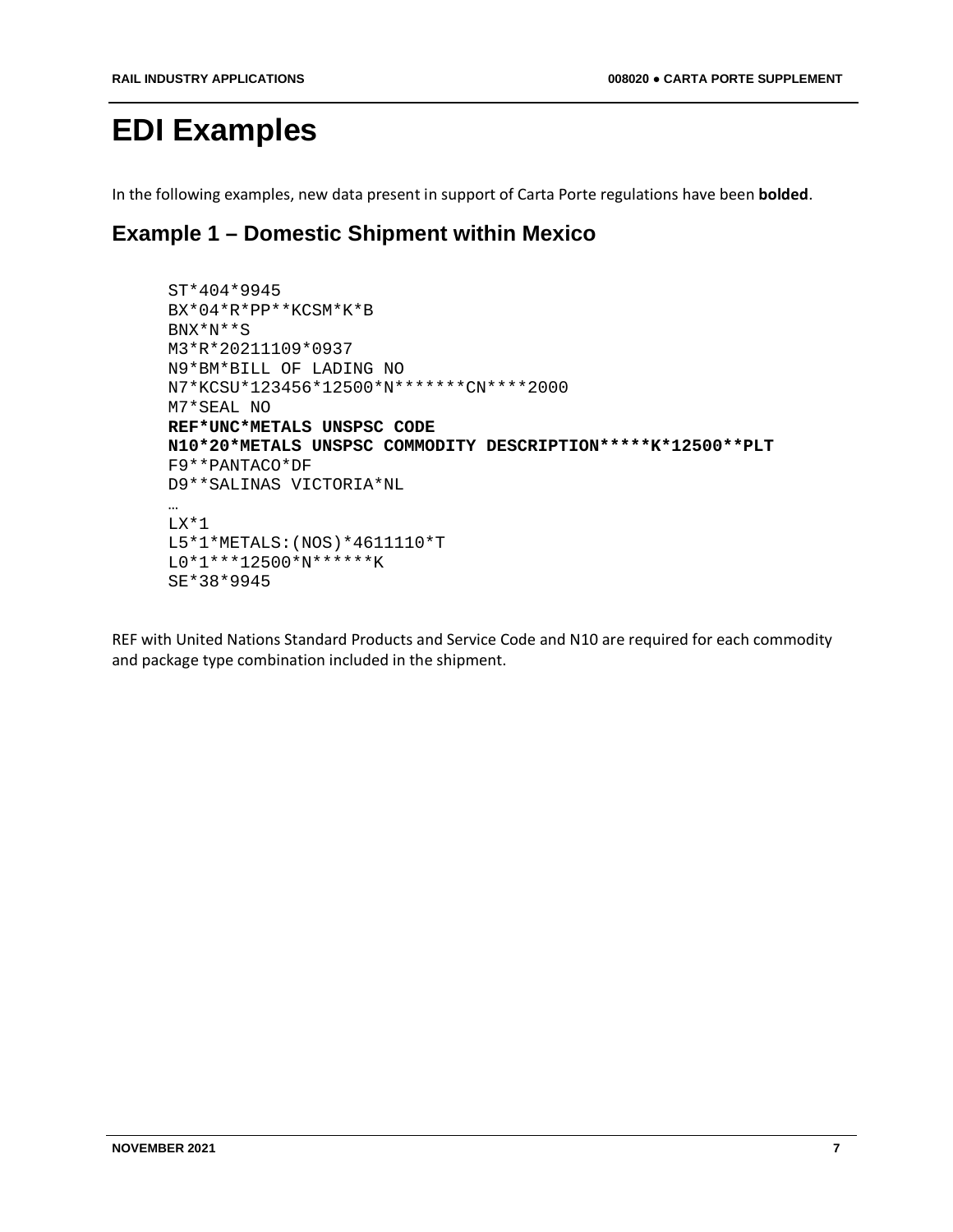# EDI Examples

In the following examples, new data present in support of Carta Porte regulations have been **bolded**.

## Example 1 – Domestic Shipment within Mexico

```
ST*404*9945
BX*04*R*PP**KCSM*K*B
BNX*N**S
M3*R*20211109*0937
N9*BM*BILL OF LADING NO
N7*KCSU*123456*12500*N*******CN****2000
M7*SEAL NO
REF*UNC*METALS UNSPSC CODE
N10*20*METALS UNSPSC COMMODITY DESCRIPTION*****K*12500**PLT
F9**PANTACO*DF
D9**SALINAS VICTORIA*NL
…
LX*1
L5*1*METALS:(NOS)*4611110*T
L0*1***12500*N******K
SE*38*9945
```

REF with United Nations Standard Products and Service Code and N10 are required for each commodity and package type combination included in the shipment.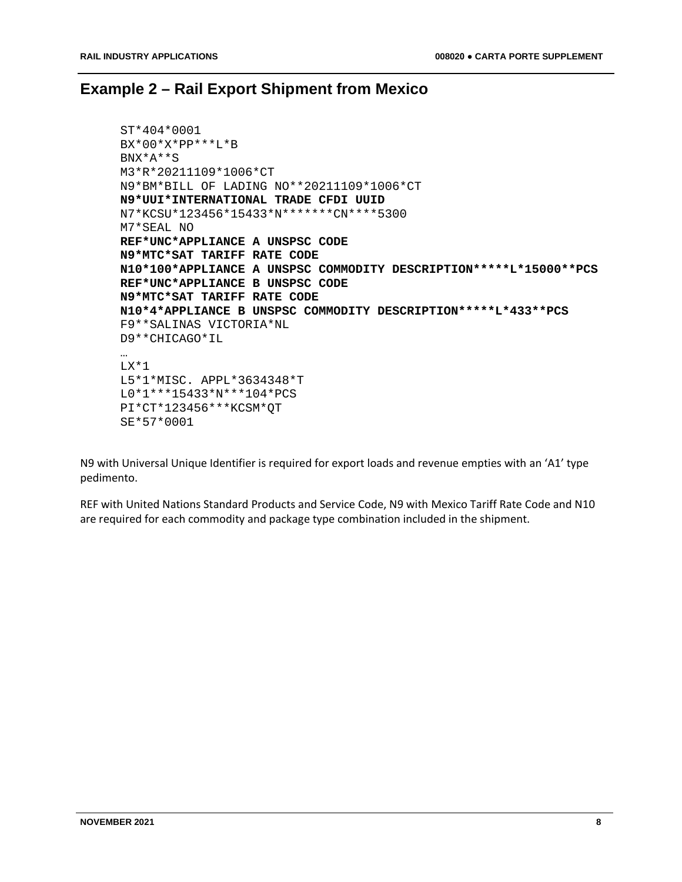## Example 2 – Rail Export Shipment from Mexico

```
ST*404*0001
BX*00*X*PP***L*B
BNX*A**S
M3*R*20211109*1006*CT
N9*BM*BILL OF LADING NO**20211109*1006*CT
N9*UUI*INTERNATIONAL TRADE CFDI UUID
N7*KCSU*123456*15433*N*******CN****5300
M7*SEAL NO
REF*UNC*APPLIANCE A UNSPSC CODE
N9*MTC*SAT TARIFF RATE CODE
N10*100*APPLIANCE A UNSPSC COMMODITY DESCRIPTION*****L*15000**PCS
REF*UNC*APPLIANCE B UNSPSC CODE
N9*MTC*SAT TARIFF RATE CODE
N10*4*APPLIANCE B UNSPSC COMMODITY DESCRIPTION*****L*433**PCS
F9**SALINAS VICTORIA*NL
D9**CHICAGO*IL
…
LX*1
L5*1*MISC. APPL*3634348*T
L0*1***15433*N***104*PCS
PI*CT*123456***KCSM*QT
SE*57*0001
```

N9 with Universal Unique Identifier is required for export loads and revenue empties with an 'A1' type pedimento.

REF with United Nations Standard Products and Service Code, N9 with Mexico Tariff Rate Code and N10 are required for each commodity and package type combination included in the shipment.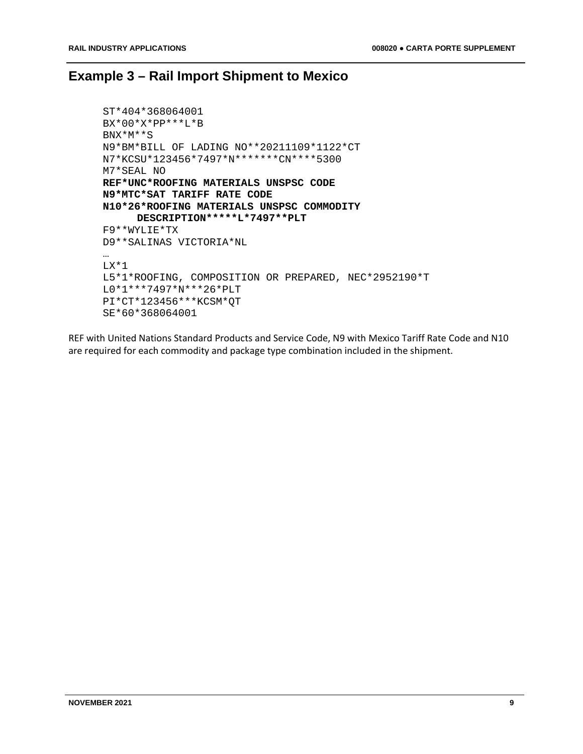## Example 3 – Rail Import Shipment to Mexico

```
ST*404*368064001
BX*00*X*PP***L*B
BNX*M**S
N9*BM*BILL OF LADING NO**20211109*1122*CT
N7*KCSU*123456*7497*N*******CN****5300
M7*SEAL NO
REF*UNC*ROOFING MATERIALS UNSPSC CODE
N9*MTC*SAT TARIFF RATE CODE
N10*26*ROOFING MATERIALS UNSPSC COMMODITY
     DESCRIPTION*****L*7497**PLT
F9**WYLIE*TX
D9**SALINAS VICTORIA*NL
…
LX*1
L5*1*ROOFING, COMPOSITION OR PREPARED, NEC*2952190*T
L0*1***7497*N***26*PLT
PI*CT*123456***KCSM*QT
SE*60*368064001
```

REF with United Nations Standard Products and Service Code, N9 with Mexico Tariff Rate Code and N10 are required for each commodity and package type combination included in the shipment.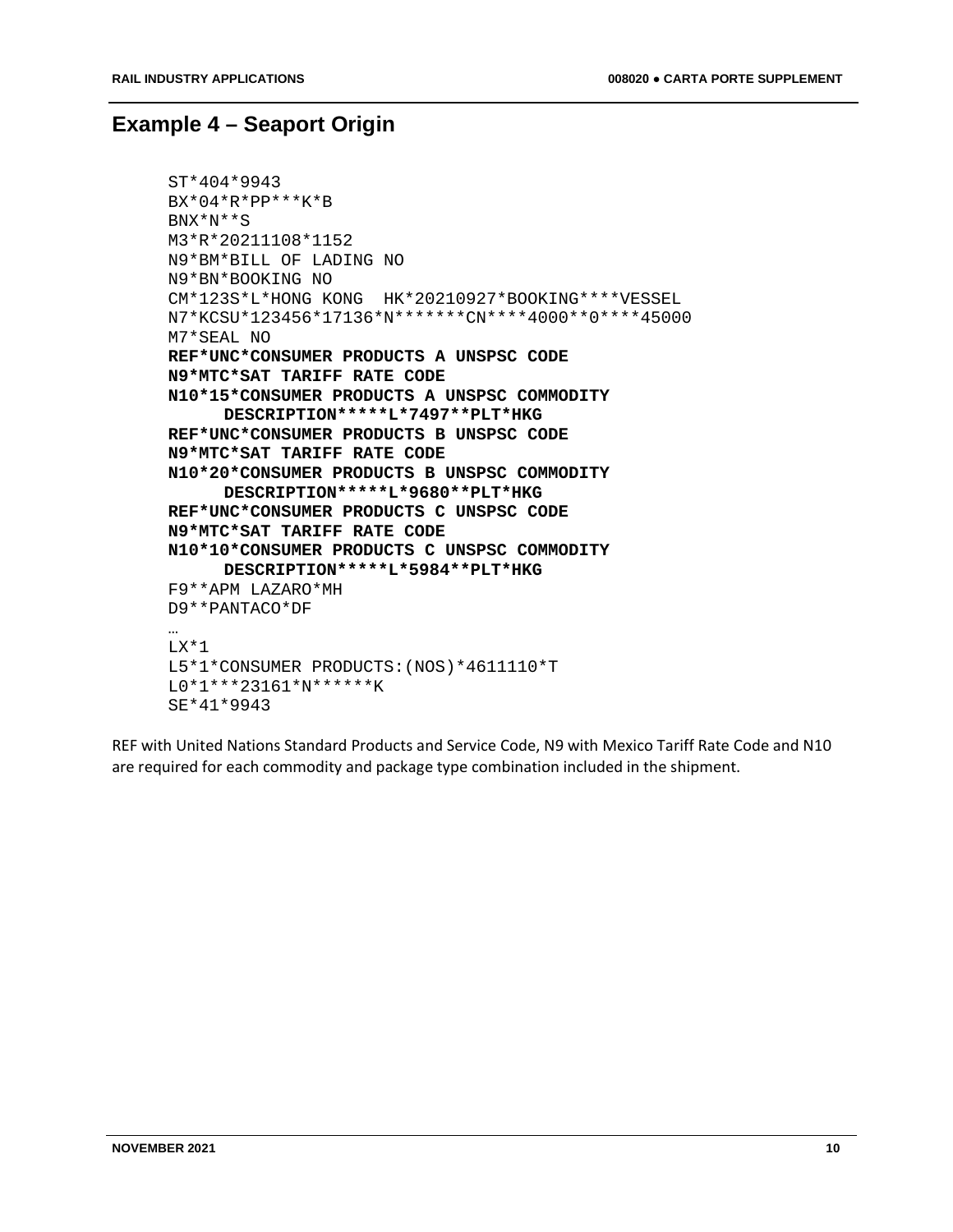## Example 4 – Seaport Origin

```
ST*404*9943
BX*04*R*PP***K*B
BNX*N**S
M3*R*20211108*1152
N9*BM*BILL OF LADING NO
N9*BN*BOOKING NO
CM*123S*L*HONG KONG  HK*20210927*BOOKING****VESSEL
N7*KCSU*123456*17136*N*******CN****4000**0****45000
M7*SEAL NO
REF*UNC*CONSUMER PRODUCTS A UNSPSC CODE
N9*MTC*SAT TARIFF RATE CODE
N10*15*CONSUMER PRODUCTS A UNSPSC COMMODITY
      DESCRIPTION*****L*7497**PLT*HKG
REF*UNC*CONSUMER PRODUCTS B UNSPSC CODE
N9*MTC*SAT TARIFF RATE CODE
N10*20*CONSUMER PRODUCTS B UNSPSC COMMODITY
      DESCRIPTION*****L*9680**PLT*HKG
REF*UNC*CONSUMER PRODUCTS C UNSPSC CODE
N9*MTC*SAT TARIFF RATE CODE
N10*10*CONSUMER PRODUCTS C UNSPSC COMMODITY
      DESCRIPTION*****L*5984**PLT*HKG
F9**APM LAZARO*MH
D9**PANTACO*DF
…
LX*1
L5*1*CONSUMER PRODUCTS:(NOS)*4611110*T
L0*1***23161*N******K
SE*41*9943
```

REF with United Nations Standard Products and Service Code, N9 with Mexico Tariff Rate Code and N10 are required for each commodity and package type combination included in the shipment.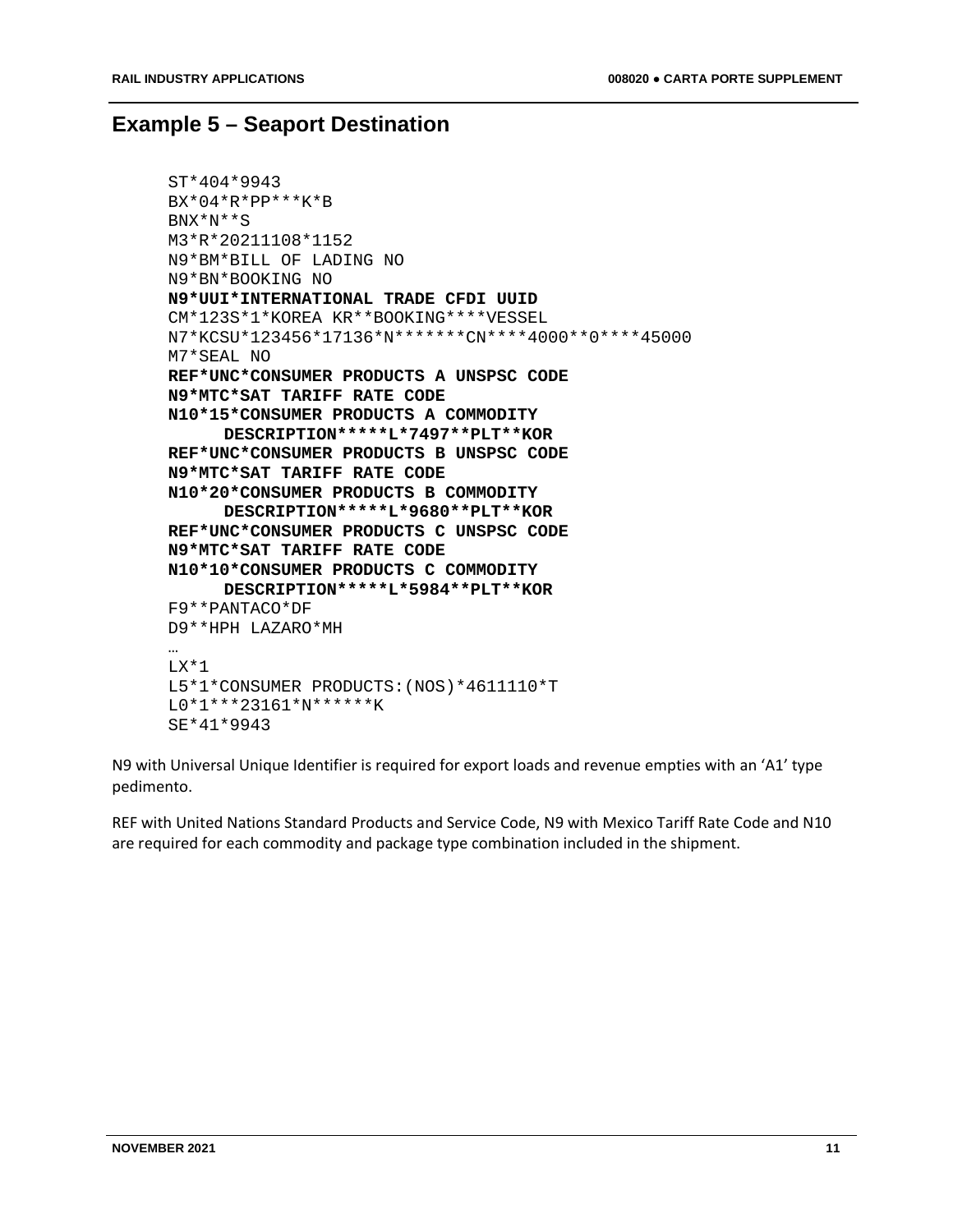## Example 5 – Seaport Destination

```
ST*404*9943
BX*04*R*PP***K*B
BNX*N**S
M3*R*20211108*1152
N9*BM*BILL OF LADING NO
N9*BN*BOOKING NO
N9*UUI*INTERNATIONAL TRADE CFDI UUID
CM*123S*1*KOREA KR**BOOKING****VESSEL
N7*KCSU*123456*17136*N*******CN****4000**0****45000
M7*SEAL NO
REF*UNC*CONSUMER PRODUCTS A UNSPSC CODE
N9*MTC*SAT TARIFF RATE CODE
N10*15*CONSUMER PRODUCTS A COMMODITY
     DESCRIPTION*****L*7497**PLT**KOR
REF*UNC*CONSUMER PRODUCTS B UNSPSC CODE
N9*MTC*SAT TARIFF RATE CODE
N10*20*CONSUMER PRODUCTS B COMMODITY
     DESCRIPTION*****L*9680**PLT**KOR
REF*UNC*CONSUMER PRODUCTS C UNSPSC CODE
N9*MTC*SAT TARIFF RATE CODE
N10*10*CONSUMER PRODUCTS C COMMODITY
     DESCRIPTION*****L*5984**PLT**KOR
F9**PANTACO*DF
D9**HPH LAZARO*MH
…
LX*1
L5*1*CONSUMER PRODUCTS:(NOS)*4611110*T
L0*1***23161*N******K
SE*41*9943
```

N9 with Universal Unique Identifier is required for export loads and revenue empties with an 'A1' type pedimento.

REF with United Nations Standard Products and Service Code, N9 with Mexico Tariff Rate Code and N10 are required for each commodity and package type combination included in the shipment.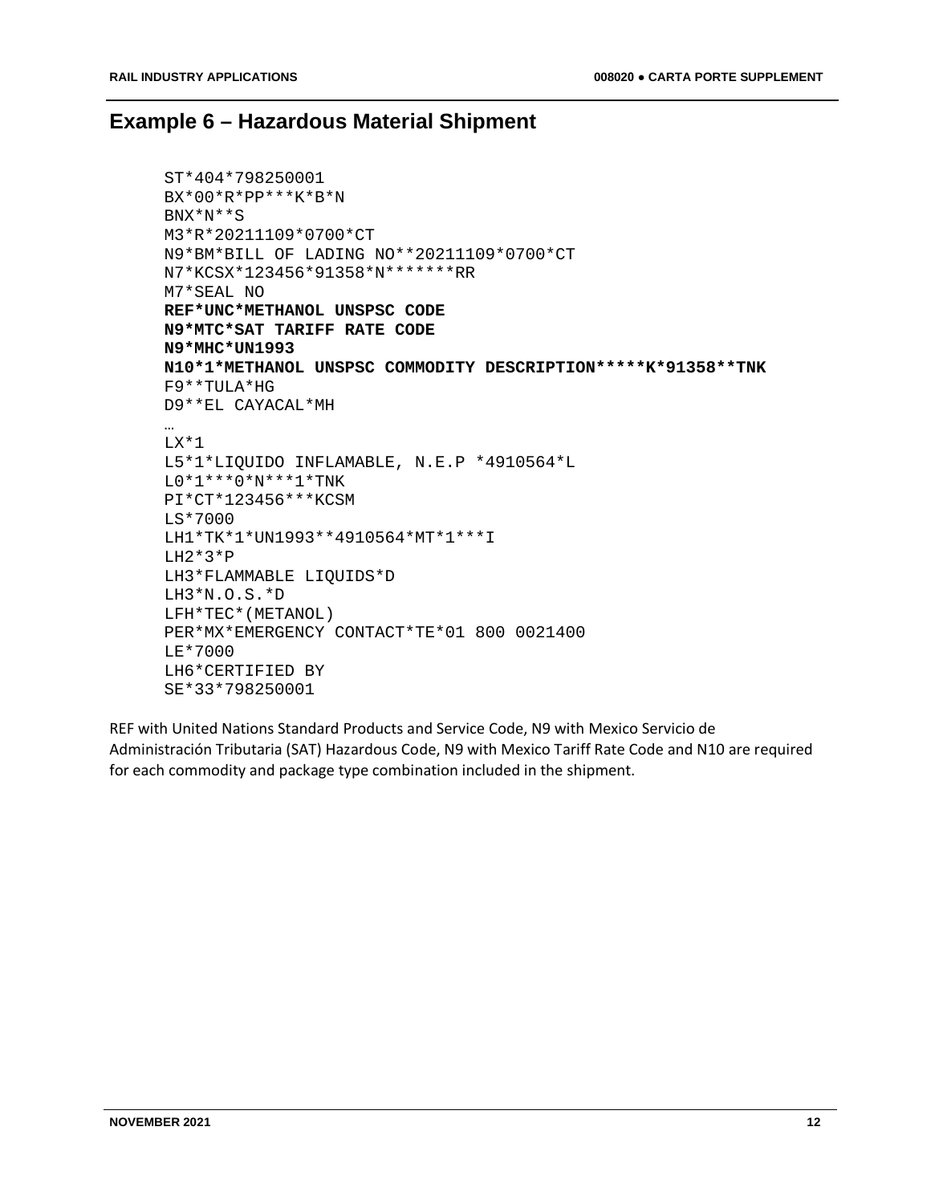## Example 6 – Hazardous Material Shipment

```
ST*404*798250001
BX*00*R*PP***K*B*N
BNX*N**S
M3*R*20211109*0700*CT
N9*BM*BILL OF LADING NO**20211109*0700*CT
N7*KCSX*123456*91358*N*******RR
M7*SEAL NO
REF*UNC*METHANOL UNSPSC CODE
N9*MTC*SAT TARIFF RATE CODE
N9*MHC*UN1993
N10*1*METHANOL UNSPSC COMMODITY DESCRIPTION*****K*91358**TNK
F9**TULA*HG
D9**EL CAYACAL*MH
…
LX*1
L5*1*LIQUIDO INFLAMABLE, N.E.P *4910564*L
L0*1***0*N***1*TNK
PI*CT*123456***KCSM
LS*7000
LH1*TK*1*UN1993**4910564*MT*1***I
LH2*3*P
LH3*FLAMMABLE LIQUIDS*D
LH3*N.O.S.*D
LFH*TEC*(METANOL)
PER*MX*EMERGENCY CONTACT*TE*01 800 0021400
LE*7000
LH6*CERTIFIED BY
SE*33*798250001
```

REF with United Nations Standard Products and Service Code, N9 with Mexico Servicio de Administración Tributaria (SAT) Hazardous Code, N9 with Mexico Tariff Rate Code and N10 are required for each commodity and package type combination included in the shipment.